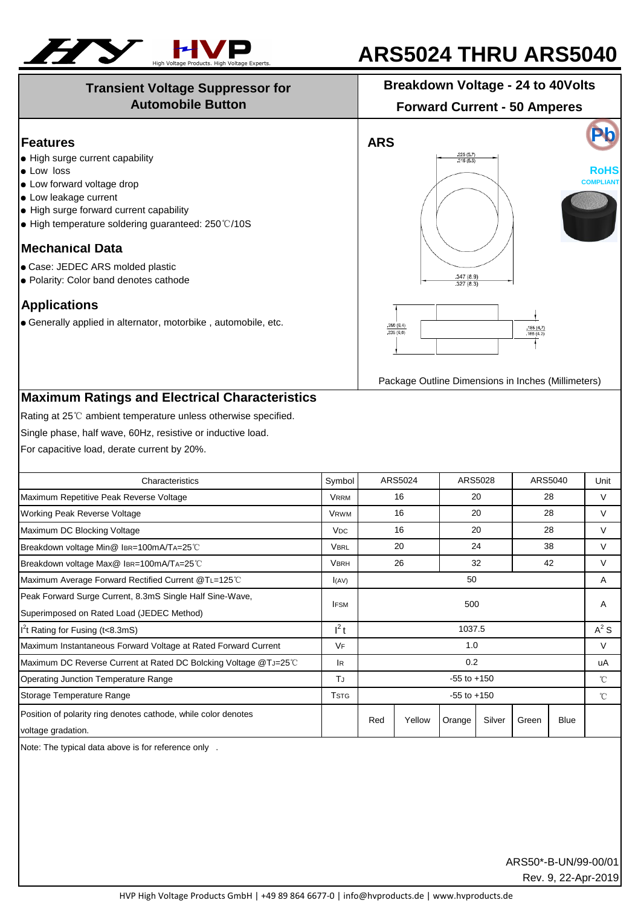# ARS5024 THRU ARS5040

**Transient Voltage Suppressor for Automobile Button**

**Breakdown Voltage - 24 to 40Volts**

**Forward Current - 50 Amperes**

## Features

- High surge current capability
- Low loss
- Low forward voltage drop
- Low leakage current
- High surge forward current capability
- High temperature soldering guaranteed: 250℃/10S

## Mechanical Data

- Case: JEDEC ARS molded plastic
- Polarity: Color band denotes cathode

## Applications

- Generally applied in alternator, motorbike , automobile, etc.

**ARS**

.225 (5.7)
.216 (5.5)

.347 (8.9)
.327 (8.3)

.250 (6.4)
.236 (6.0)

.185 (4.7)
.165 (4.2)

RoHS COMPLIANT

Package Outline Dimensions in Inches (Millimeters)

## Maximum Ratings and Electrical Characteristics

Rating at 25℃ ambient temperature unless otherwise specified.

Single phase, half wave, 60Hz, resistive or inductive load.

For capacitive load, derate current by 20%.

| Characteristics | Symbol | ARS5024 | | ARS5028 | | ARS5040 | | Unit |
|---|---|---|---|---|---|---|---|---|
| Maximum Repetitive Peak Reverse Voltage | $V_{RRM}$ | 16 | | 20 | | 28 | | V |
| Working Peak Reverse Voltage | $V_{RWM}$ | 16 | | 20 | | 28 | | V |
| Maximum DC Blocking Voltage | $V_{DC}$ | 16 | | 20 | | 28 | | V |
| Breakdown voltage Min@ $I_{BR}$=100mA/$T_A$=25℃ | $V_{BRL}$ | 20 | | 24 | | 38 | | V |
| Breakdown voltage Max@ $I_{BR}$=100mA/$T_A$=25℃ | $V_{BRH}$ | 26 | | 32 | | 42 | | V |
| Maximum Average Forward Rectified Current @$T_L$=125℃ | $I_{(AV)}$ | 50 | | | | | | A |
| Peak Forward Surge Current, 8.3mS Single Half Sine-Wave, Superimposed on Rated Load (JEDEC Method) | $I_{FSM}$ | 500 | | | | | | A |
| $I^2t$ Rating for Fusing (t<8.3mS) | $I^2t$ | 1037.5 | | | | | | $A^2S$ |
| Maximum Instantaneous Forward Voltage at Rated Forward Current | $V_F$ | 1.0 | | | | | | V |
| Maximum DC Reverse Current at Rated DC Bolcking Voltage @$T_J$=25℃ | $I_R$ | 0.2 | | | | | | uA |
| Operating Junction Temperature Range | $T_J$ | -55 to +150 | | | | | | ℃ |
| Storage Temperature Range | $T_{STG}$ | -55 to +150 | | | | | | ℃ |
| Position of polarity ring denotes cathode, while color denotes voltage gradation. | | Red | Yellow | Orange | Silver | Green | Blue | |

Note: The typical data above is for reference only .

ARS50*-B-UN/99-00/01

Rev. 9, 22-Apr-2019

HVP High Voltage Products GmbH | +49 89 864 6677-0 | info@hvproducts.de | www.hvproducts.de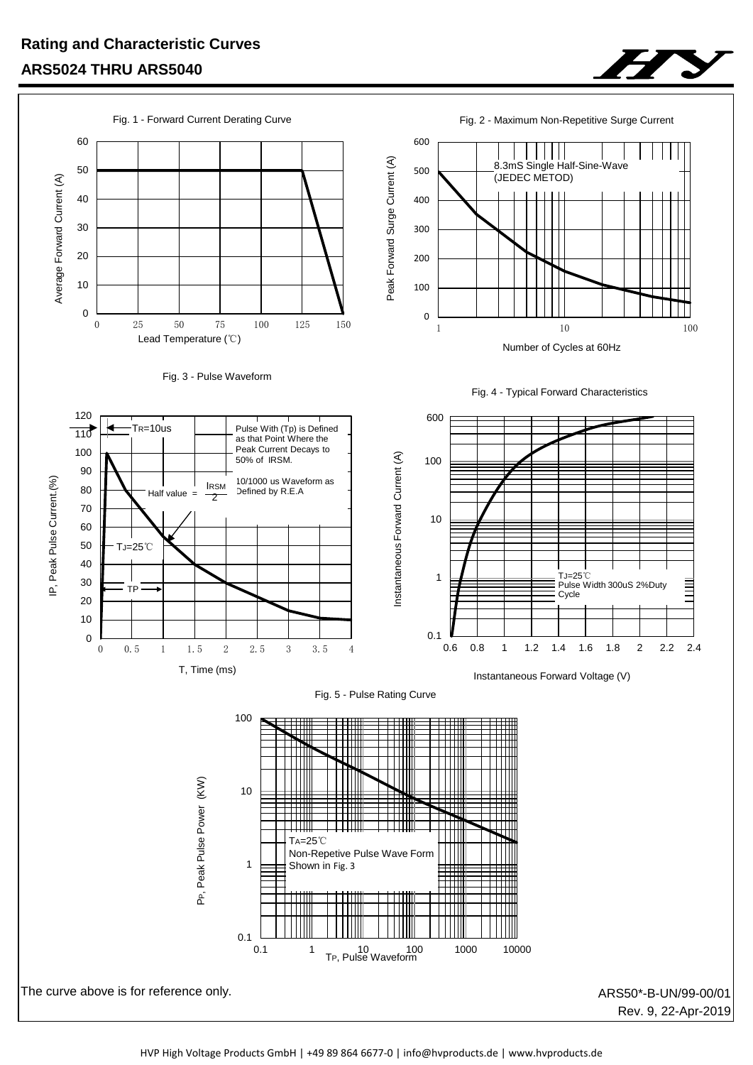## Rating and Characteristic Curves

## ARS5024 THRU ARS5040

Fig. 1 - Forward Current Derating Curve

Average Forward Current (A)

Lead Temperature (℃)

Fig. 2 - Maximum Non-Repetitive Surge Current

8.3mS Single Half-Sine-Wave (JEDEC METOD)

Peak Forward Surge Current (A)

Number of Cycles at 60Hz

Fig. 3 - Pulse Waveform

$T_R$=10us

Pulse With (Tp) is Defined as that Point Where the Peak Current Decays to 50% of IRSM.

10/1000 us Waveform as Defined by R.E.A

Half value = $\frac{I_{RSM}}{2}$

$T_J$=25℃

TP

IP, Peak Pulse Current.(%)

T, Time (ms)

Fig. 4 - Typical Forward Characteristics

$T_J$=25℃
Pulse Width 300uS 2%Duty Cycle

Instantaneous Forward Current (A)

Instantaneous Forward Voltage (V)

Fig. 5 - Pulse Rating Curve

$T_A$=25℃
Non-Repetive Pulse Wave Form Shown in Fig. 3

$P_P$, Peak Pulse Power (KW)

$T_P$, Pulse Waveform

The curve above is for reference only.

ARS50*-B-UN/99-00/01
Rev. 9, 22-Apr-2019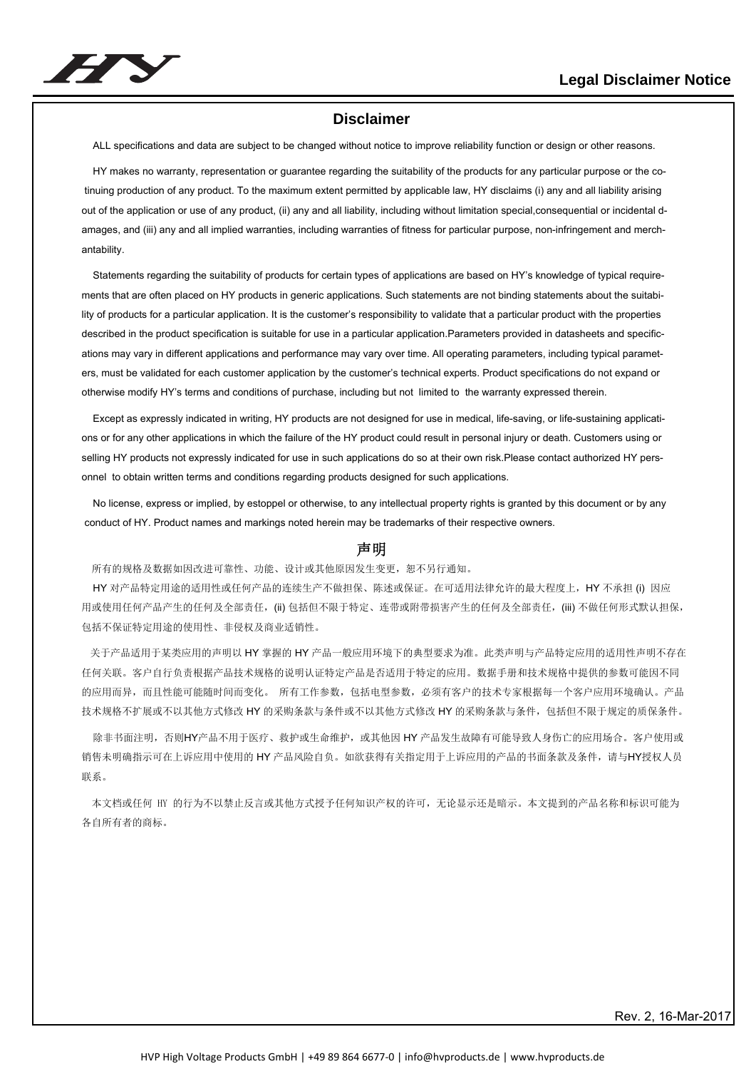# Legal Disclaimer Notice

## Disclaimer

ALL specifications and data are subject to be changed without notice to improve reliability function or design or other reasons.

HY makes no warranty, representation or guarantee regarding the suitability of the products for any particular purpose or the co-tinuing production of any product. To the maximum extent permitted by applicable law, HY disclaims (i) any and all liability arising out of the application or use of any product, (ii) any and all liability, including without limitation special,consequential or incidental d-amages, and (iii) any and all implied warranties, including warranties of fitness for particular purpose, non-infringement and merch-antability.

Statements regarding the suitability of products for certain types of applications are based on HY's knowledge of typical require-ments that are often placed on HY products in generic applications. Such statements are not binding statements about the suitabi-lity of products for a particular application. It is the customer's responsibility to validate that a particular product with the properties described in the product specification is suitable for use in a particular application.Parameters provided in datasheets and specific-ations may vary in different applications and performance may vary over time. All operating parameters, including typical paramet-ers, must be validated for each customer application by the customer's technical experts. Product specifications do not expand or otherwise modify HY's terms and conditions of purchase, including but not limited to the warranty expressed therein.

Except as expressly indicated in writing, HY products are not designed for use in medical, life-saving, or life-sustaining applicati-ons or for any other applications in which the failure of the HY product could result in personal injury or death. Customers using or selling HY products not expressly indicated for use in such applications do so at their own risk.Please contact authorized HY pers-onnel to obtain written terms and conditions regarding products designed for such applications.

No license, express or implied, by estoppel or otherwise, to any intellectual property rights is granted by this document or by any conduct of HY. Product names and markings noted herein may be trademarks of their respective owners.

## 声明

所有的规格及数据如因改进可靠性、功能、设计或其他原因发生变更，恕不另行通知。

HY 对产品特定用途的适用性或任何产品的连续生产不做担保、陈述或保证。在可适用法律允许的最大程度上，HY 不承担 (i) 因应用或使用任何产品产生的任何及全部责任，(ii) 包括但不限于特定、连带或附带损害产生的任何及全部责任，(iii) 不做任何形式默认担保，包括不保证特定用途的使用性、非侵权及商业适销性。

关于产品适用于某类应用的声明以 HY 掌握的 HY 产品一般应用环境下的典型要求为准。此类声明与产品特定应用的适用性声明不存在任何关联。客户自行负责根据产品技术规格的说明认证特定产品是否适用于特定的应用。数据手册和技术规格中提供的参数可能因不同的应用而异，而且性能可能随时间而变化。 所有工作参数，包括电型参数，必须有客户的技术专家根据每一个客户应用环境确认。产品技术规格不扩展或不以其他方式修改 HY 的采购条款与条件或不以其他方式修改 HY 的采购条款与条件，包括但不限于规定的质保条件。

除非书面注明，否则HY产品不用于医疗、救护或生命维护，或其他因 HY 产品发生故障有可能导致人身伤亡的应用场合。客户使用或销售未明确指示可在上诉应用中使用的 HY 产品风险自负。如欲获得有关指定用于上诉应用的产品的书面条款及条件，请与HY授权人员联系。

本文档或任何 HY 的行为不以禁止反言或其他方式授予任何知识产权的许可，无论显示还是暗示。本文提到的产品名称和标识可能为各自所有者的商标。

Rev. 2, 16-Mar-2017